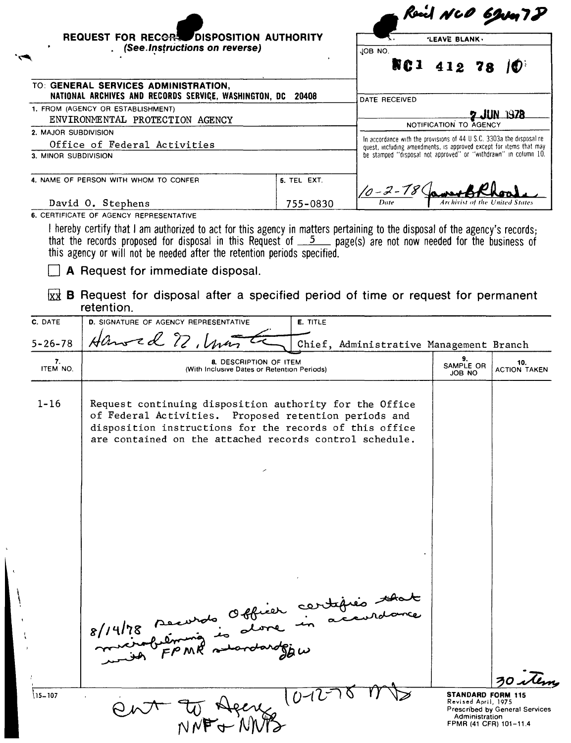Rec'd NCO 6 Jun 78

**REQUEST FOR RECORDS DISPOSITION AUTHORITY**
*(See Instructions on reverse)*

| LEAVE BLANK |
|---|
| JOB NO. **NC1 412 78 10** |
| DATE RECEIVED **7 JUN 1978** |
| NOTIFICATION TO AGENCY |
| In accordance with the provisions of 44 U.S.C. 3303a the disposal request, including amendments, is approved except for items that may be stamped "disposal not approved" or "withdrawn" in column 10. |
| 10-2-78 (Date) — James B Rhoads (Archivist of the United States) |

TO: **GENERAL SERVICES ADMINISTRATION, NATIONAL ARCHIVES AND RECORDS SERVICE, WASHINGTON, DC 20408**

1. FROM (AGENCY OR ESTABLISHMENT)
ENVIRONMENTAL PROTECTION AGENCY

2. MAJOR SUBDIVISION
Office of Federal Activities

3. MINOR SUBDIVISION

4. NAME OF PERSON WITH WHOM TO CONFER
David O. Stephens

5. TEL EXT.
755-0830

6. CERTIFICATE OF AGENCY REPRESENTATIVE

I hereby certify that I am authorized to act for this agency in matters pertaining to the disposal of the agency's records; that the records proposed for disposal in this Request of 5 page(s) are not now needed for the business of this agency or will not be needed after the retention periods specified.

☐ **A** Request for immediate disposal.

☒ **B** Request for disposal after a specified period of time or request for permanent retention.

| C. DATE | D. SIGNATURE OF AGENCY REPRESENTATIVE | E. TITLE |
|---|---|---|
| 5-26-78 | Harold R. Marton | Chief, Administrative Management Branch |

| 7. ITEM NO. | 8. DESCRIPTION OF ITEM (With Inclusive Dates or Retention Periods) | 9. SAMPLE OR JOB NO | 10. ACTION TAKEN |
|---|---|---|---|
| 1-16 | Request continuing disposition authority for the Office of Federal Activities. Proposed retention periods and disposition instructions for the records of this office are contained on the attached records control schedule. | | |
| | 8/14/78 Records Officer certifies that microfilming is done in accordance with FPMR standards. SBW | | 30 items |

115-107

Sent to Agency, NNF & NNB 10-12-78 MD

**STANDARD FORM 115**
Revised April, 1975
Prescribed by General Services Administration
FPMR (41 CFR) 101-11.4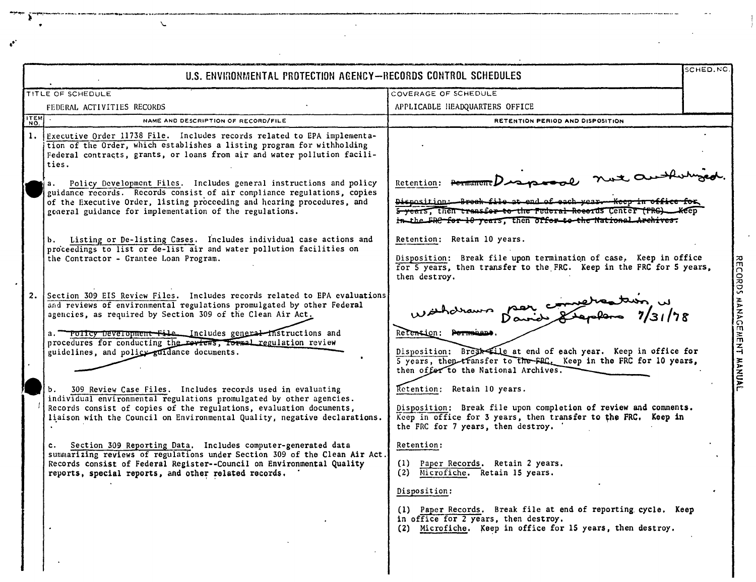# U.S. ENVIRONMENTAL PROTECTION AGENCY—RECORDS CONTROL SCHEDULES

| TITLE OF SCHEDULE | COVERAGE OF SCHEDULE | SCHED. NO. |
|---|---|---|
| FEDERAL ACTIVITIES RECORDS | APPLICABLE HEADQUARTERS OFFICE | |

| ITEM NO. | NAME AND DESCRIPTION OF RECORD/FILE | RETENTION PERIOD AND DISPOSITION |
|---|---|---|
| 1. | Executive Order 11738 File. Includes records related to EPA implementation of the Order, which establishes a listing program for withholding Federal contracts, grants, or loans from air and water pollution facilities. | |
| | a. Policy Development Files. Includes general instructions and policy guidance records. Records consist of air compliance regulations, copies of the Executive Order, listing proceeding and hearing procedures, and general guidance for implementation of the regulations. | Retention: ~~Permanent~~ Disposal not authorized.<br><br>~~Disposition: Break file at end of each year. Keep in office for 5 years, then transfer to the Federal Records Center (FRC). Keep in the FRC for 10 years, then offer to the National Archives.~~ |
| | b. Listing or De-listing Cases. Includes individual case actions and proceedings to list or de-list air and water pollution facilities on the Contractor - Grantee Loan Program. | Retention: Retain 10 years.<br><br>Disposition: Break file upon termination of case. Keep in office for 5 years, then transfer to the FRC. Keep in the FRC for 5 years, then destroy. |
| 2. | Section 309 EIS Review Files. Includes records related to EPA evaluations and reviews of environmental regulations promulgated by other Federal agencies, as required by Section 309 of the Clean Air Act. | Withdrawn per conversation w David Stephens 7/31/78 |
| | ~~a. Policy Development File. Includes general instructions and procedures for conducting the reviews, formal regulation review guidelines, and policy guidance documents.~~ | ~~Retention: Permanent.~~<br><br>~~Disposition: Break file at end of each year. Keep in office for 5 years, then transfer to the FRC. Keep in the FRC for 10 years, then offer to the National Archives.~~ |
| | b. 309 Review Case Files. Includes records used in evaluating individual environmental regulations promulgated by other agencies. Records consist of copies of the regulations, evaluation documents, liaison with the Council on Environmental Quality, negative declarations. | Retention: Retain 10 years.<br><br>Disposition: Break file upon completion of review and comments. Keep in office for 3 years, then transfer to the FRC. Keep in the FRC for 7 years, then destroy. |
| | c. Section 309 Reporting Data. Includes computer-generated data summarizing reviews of regulations under Section 309 of the Clean Air Act. Records consist of Federal Register--Council on Environmental Quality reports, special reports, and other related records. | Retention:<br><br>(1) Paper Records. Retain 2 years.<br>(2) Microfiche. Retain 15 years.<br><br>Disposition:<br><br>(1) Paper Records. Break file at end of reporting cycle. Keep in office for 2 years, then destroy.<br>(2) Microfiche. Keep in office for 15 years, then destroy. |

RECORDS MANAGEMENT MANUAL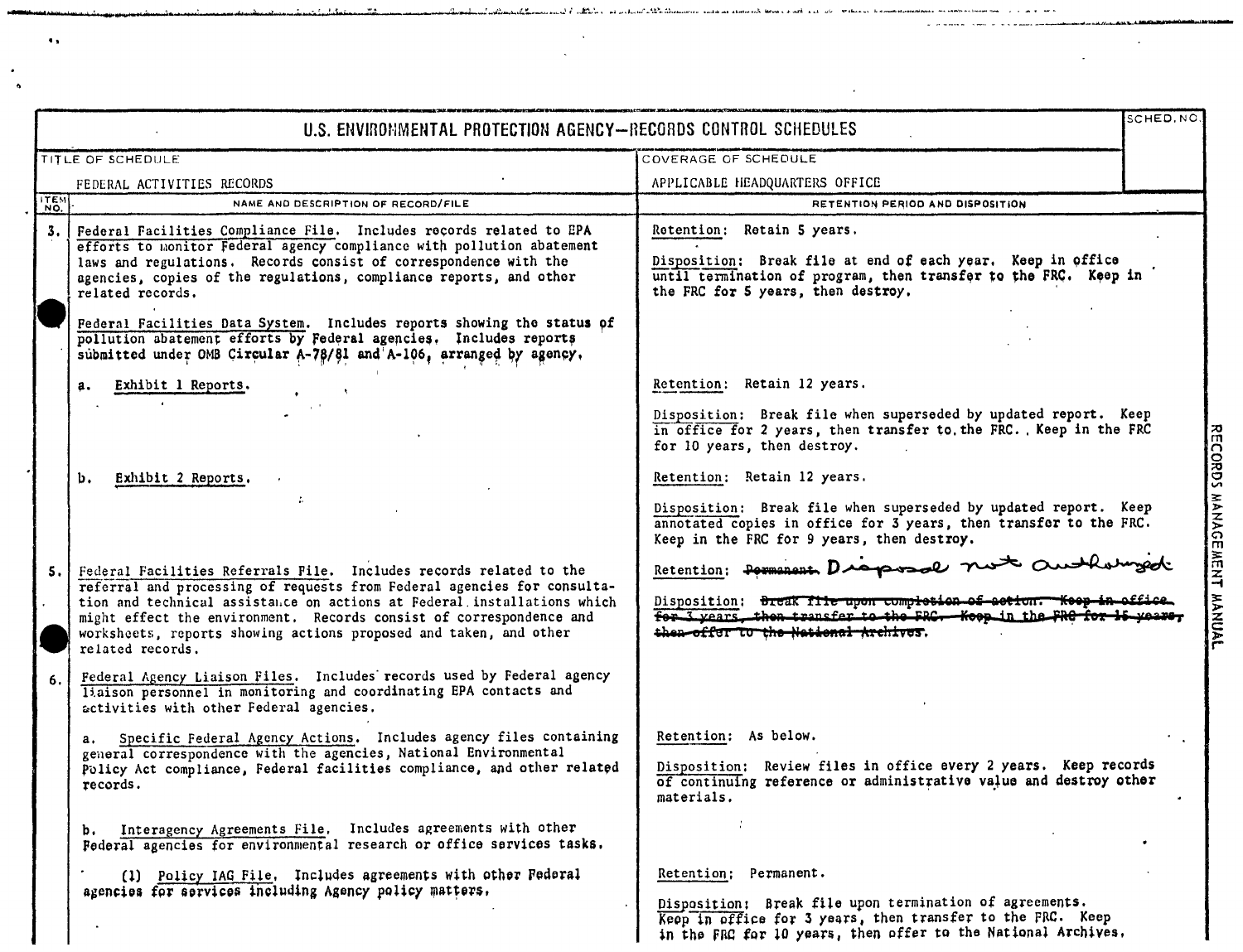# U.S. ENVIRONMENTAL PROTECTION AGENCY—RECORDS CONTROL SCHEDULES

| TITLE OF SCHEDULE | COVERAGE OF SCHEDULE | SCHED. NO. |
|---|---|---|
| FEDERAL ACTIVITIES RECORDS | APPLICABLE HEADQUARTERS OFFICE | |

| ITEM NO. | NAME AND DESCRIPTION OF RECORD/FILE | RETENTION PERIOD AND DISPOSITION |
|---|---|---|
| 3. | Federal Facilities Compliance File. Includes records related to EPA efforts to monitor Federal agency compliance with pollution abatement laws and regulations. Records consist of correspondence with the agencies, copies of the regulations, compliance reports, and other related records. | Retention: Retain 5 years.<br><br>Disposition: Break file at end of each year. Keep in office until termination of program, then transfer to the FRC. Keep in the FRC for 5 years, then destroy. |
| | Federal Facilities Data System. Includes reports showing the status of pollution abatement efforts by Federal agencies. Includes reports submitted under OMB Circular A-78/81 and A-106, arranged by agency. | |
| | a. Exhibit 1 Reports. | Retention: Retain 12 years.<br><br>Disposition: Break file when superseded by updated report. Keep in office for 2 years, then transfer to the FRC. Keep in the FRC for 10 years, then destroy. |
| | b. Exhibit 2 Reports. | Retention: Retain 12 years.<br><br>Disposition: Break file when superseded by updated report. Keep annotated copies in office for 3 years, then transfer to the FRC. Keep in the FRC for 9 years, then destroy. |
| 5. | Federal Facilities Referrals File. Includes records related to the referral and processing of requests from Federal agencies for consultation and technical assistance on actions at Federal installations which might effect the environment. Records consist of correspondence and worksheets, reports showing actions proposed and taken, and other related records. | Retention: ~~Permanent.~~ Disposal not authorized<br><br>Disposition: ~~Break file upon completion of action. Keep in office for 3 years, then transfer to the FRC. Keep in the FRC for 15 years, then offer to the National Archives.~~ |
| 6. | Federal Agency Liaison Files. Includes records used by Federal agency liaison personnel in monitoring and coordinating EPA contacts and activities with other Federal agencies. | |
| | a. Specific Federal Agency Actions. Includes agency files containing general correspondence with the agencies, National Environmental Policy Act compliance, Federal facilities compliance, and other related records. | Retention: As below.<br><br>Disposition: Review files in office every 2 years. Keep records of continuing reference or administrative value and destroy other materials. |
| | b. Interagency Agreements File. Includes agreements with other Federal agencies for environmental research or office services tasks. | |
| | (1) Policy IAG File. Includes agreements with other Federal agencies for services including Agency policy matters. | Retention: Permanent.<br><br>Disposition: Break file upon termination of agreements. Keep in office for 3 years, then transfer to the FRC. Keep in the FRC for 10 years, then offer to the National Archives. |

RECORDS MANAGEMENT MANUAL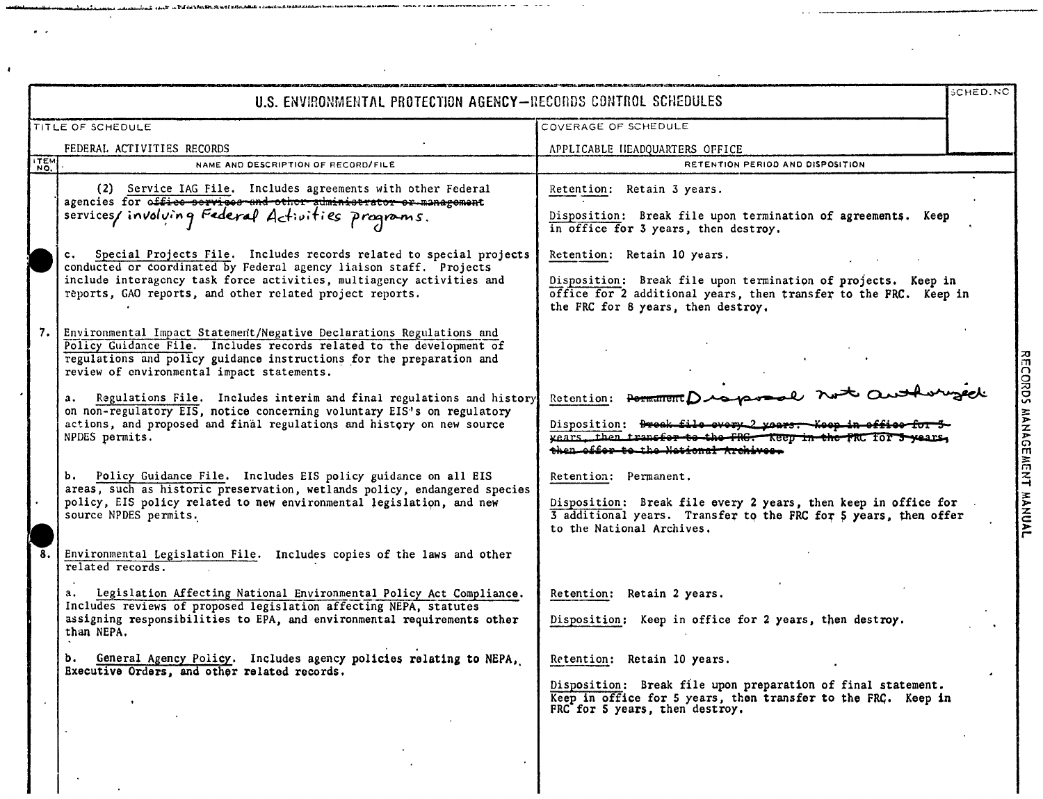# U.S. ENVIRONMENTAL PROTECTION AGENCY—RECORDS CONTROL SCHEDULES

| TITLE OF SCHEDULE | COVERAGE OF SCHEDULE | SCHED. NO |
|---|---|---|
| FEDERAL ACTIVITIES RECORDS | APPLICABLE HEADQUARTERS OFFICE | |

| ITEM NO. | NAME AND DESCRIPTION OF RECORD/FILE | RETENTION PERIOD AND DISPOSITION |
|---|---|---|
| | (2) Service IAG File. Includes agreements with other Federal agencies for ~~office services and other administrator or management~~ services/ involving Federal Activities programs. | Retention: Retain 3 years.<br><br>Disposition: Break file upon termination of agreements. Keep in office for 3 years, then destroy. |
| | c. Special Projects File. Includes records related to special projects conducted or coordinated by Federal agency liaison staff. Projects include interagency task force activities, multiagency activities and reports, GAO reports, and other related project reports. | Retention: Retain 10 years.<br><br>Disposition: Break file upon termination of projects. Keep in office for 2 additional years, then transfer to the FRC. Keep in the FRC for 8 years, then destroy. |
| 7. | Environmental Impact Statement/Negative Declarations Regulations and Policy Guidance File. Includes records related to the development of regulations and policy guidance instructions for the preparation and review of environmental impact statements. | |
| | a. Regulations File. Includes interim and final regulations and history on non-regulatory EIS, notice concerning voluntary EIS's on regulatory actions, and proposed and final regulations and history on new source NPDES permits. | Retention: ~~Permanent~~ Disposal not authorized<br><br>Disposition: ~~Break file every 2 years. Keep in office for 3 years, then transfer to the FRC. Keep in the FRC for 5 years, then offer to the National Archives.~~ |
| | b. Policy Guidance File. Includes EIS policy guidance on all EIS areas, such as historic preservation, wetlands policy, endangered species policy, EIS policy related to new environmental legislation, and new source NPDES permits. | Retention: Permanent.<br><br>Disposition: Break file every 2 years, then keep in office for 3 additional years. Transfer to the FRC for 5 years, then offer to the National Archives. |
| 8. | Environmental Legislation File. Includes copies of the laws and other related records. | |
| | a. Legislation Affecting National Environmental Policy Act Compliance. Includes reviews of proposed legislation affecting NEPA, statutes assigning responsibilities to EPA, and environmental requirements other than NEPA. | Retention: Retain 2 years.<br><br>Disposition: Keep in office for 2 years, then destroy. |
| | b. General Agency Policy. Includes agency policies relating to NEPA, Executive Orders, and other related records. | Retention: Retain 10 years.<br><br>Disposition: Break file upon preparation of final statement. Keep in office for 5 years, then transfer to the FRC. Keep in FRC for 5 years, then destroy. |

RECORDS MANAGEMENT MANUAL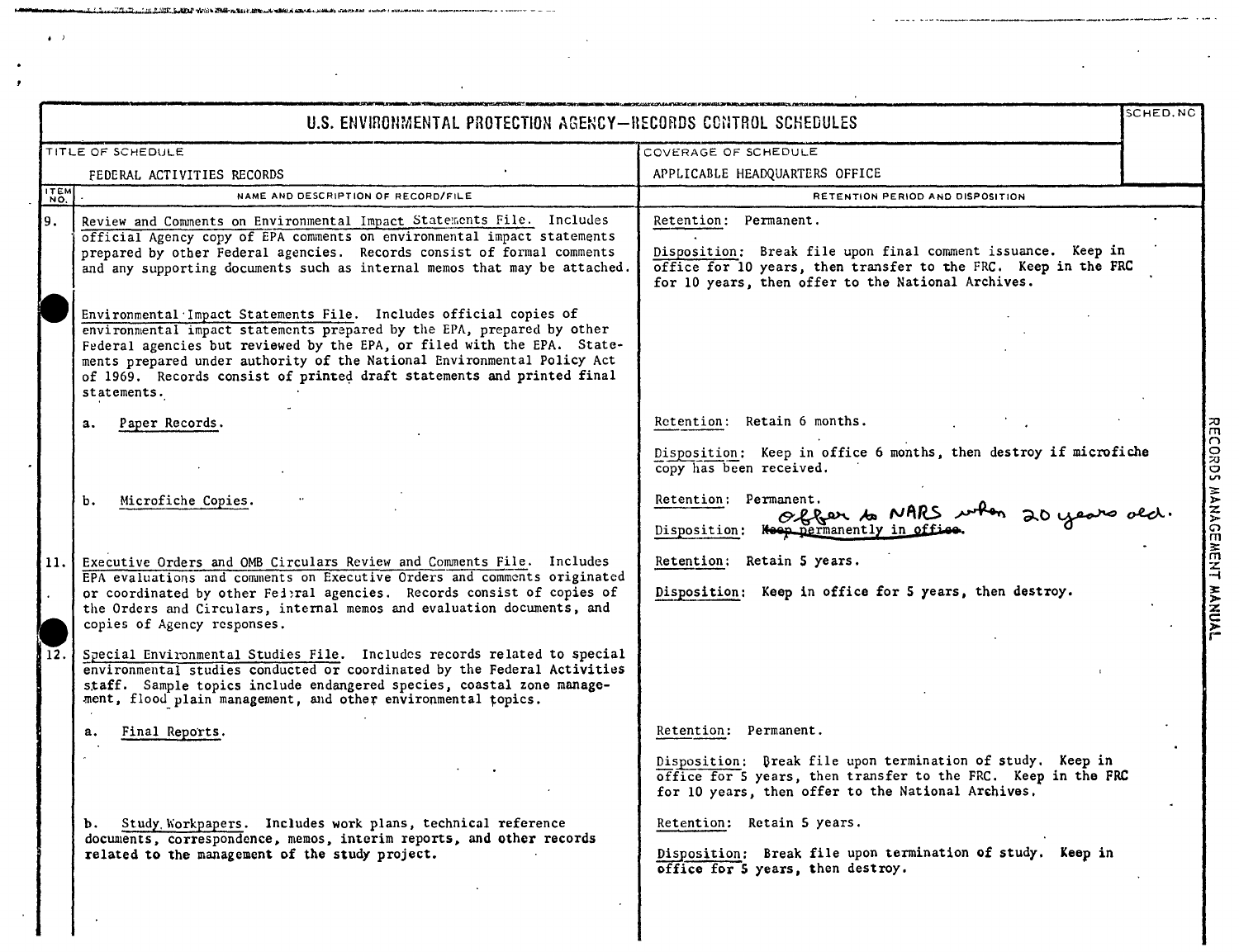# U.S. ENVIRONMENTAL PROTECTION AGENCY—RECORDS CONTROL SCHEDULES

| TITLE OF SCHEDULE | COVERAGE OF SCHEDULE | SCHED. NO |
|---|---|---|
| FEDERAL ACTIVITIES RECORDS | APPLICABLE HEADQUARTERS OFFICE | |

| ITEM NO. | NAME AND DESCRIPTION OF RECORD/FILE | RETENTION PERIOD AND DISPOSITION |
|---|---|---|
| 9. | Review and Comments on Environmental Impact Statements File. Includes official Agency copy of EPA comments on environmental impact statements prepared by other Federal agencies. Records consist of formal comments and any supporting documents such as internal memos that may be attached. | Retention: Permanent.<br><br>Disposition: Break file upon final comment issuance. Keep in office for 10 years, then transfer to the FRC. Keep in the FRC for 10 years, then offer to the National Archives. |
| | Environmental Impact Statements File. Includes official copies of environmental impact statements prepared by the EPA, prepared by other Federal agencies but reviewed by the EPA, or filed with the EPA. Statements prepared under authority of the National Environmental Policy Act of 1969. Records consist of printed draft statements and printed final statements. | |
| | a. Paper Records. | Retention: Retain 6 months.<br><br>Disposition: Keep in office 6 months, then destroy if microfiche copy has been received. |
| | b. Microfiche Copies. | Retention: Permanent.<br><br>Disposition: ~~Keep permanently in office.~~ Offer to NARS when 20 years old. |
| 11. | Executive Orders and OMB Circulars Review and Comments File. Includes EPA evaluations and comments on Executive Orders and comments originated or coordinated by other Federal agencies. Records consist of copies of the Orders and Circulars, internal memos and evaluation documents, and copies of Agency responses. | Retention: Retain 5 years.<br><br>Disposition: Keep in office for 5 years, then destroy. |
| 12. | Special Environmental Studies File. Includes records related to special environmental studies conducted or coordinated by the Federal Activities staff. Sample topics include endangered species, coastal zone management, flood plain management, and other environmental topics. | |
| | a. Final Reports. | Retention: Permanent.<br><br>Disposition: Break file upon termination of study. Keep in office for 5 years, then transfer to the FRC. Keep in the FRC for 10 years, then offer to the National Archives. |
| | b. Study Workpapers. Includes work plans, technical reference documents, correspondence, memos, interim reports, and other records related to the management of the study project. | Retention: Retain 5 years.<br><br>Disposition: Break file upon termination of study. Keep in office for 5 years, then destroy. |

RECORDS MANAGEMENT MANUAL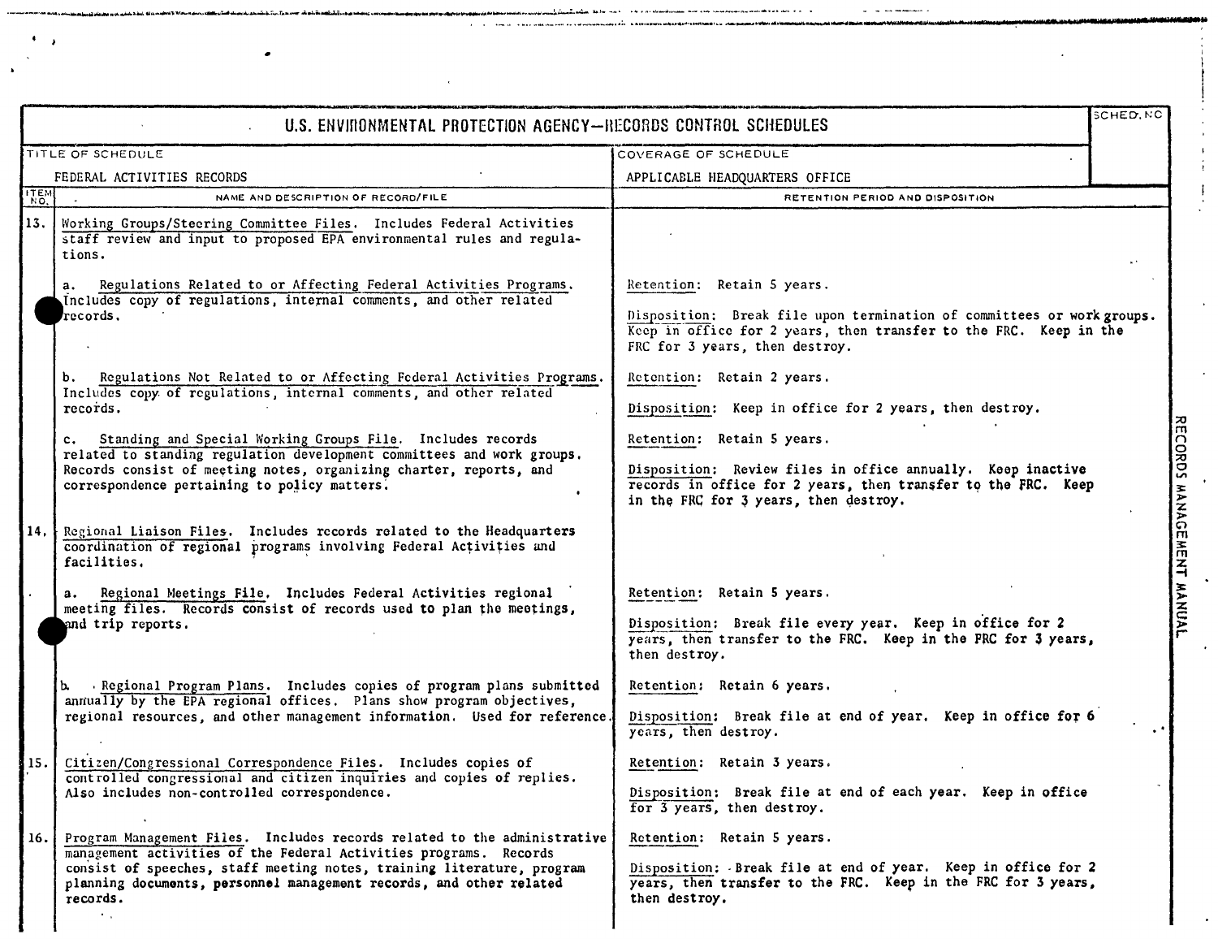# U.S. ENVIRONMENTAL PROTECTION AGENCY—RECORDS CONTROL SCHEDULES

| TITLE OF SCHEDULE | COVERAGE OF SCHEDULE | SCHED. NO |
|---|---|---|
| FEDERAL ACTIVITIES RECORDS | APPLICABLE HEADQUARTERS OFFICE | |

| ITEM NO. | NAME AND DESCRIPTION OF RECORD/FILE | RETENTION PERIOD AND DISPOSITION |
|---|---|---|
| 13. | Working Groups/Steering Committee Files. Includes Federal Activities staff review and input to proposed EPA environmental rules and regulations. | |
| | a. Regulations Related to or Affecting Federal Activities Programs. Includes copy of regulations, internal comments, and other related records. | Retention: Retain 5 years. <br><br> Disposition: Break file upon termination of committees or work groups. Keep in office for 2 years, then transfer to the FRC. Keep in the FRC for 3 years, then destroy. |
| | b. Regulations Not Related to or Affecting Federal Activities Programs. Includes copy of regulations, internal comments, and other related records. | Retention: Retain 2 years. <br><br> Disposition: Keep in office for 2 years, then destroy. |
| | c. Standing and Special Working Groups File. Includes records related to standing regulation development committees and work groups. Records consist of meeting notes, organizing charter, reports, and correspondence pertaining to policy matters. | Retention: Retain 5 years. <br><br> Disposition: Review files in office annually. Keep inactive records in office for 2 years, then transfer to the FRC. Keep in the FRC for 3 years, then destroy. |
| 14. | Regional Liaison Files. Includes records related to the Headquarters coordination of regional programs involving Federal Activities and facilities. | |
| | a. Regional Meetings File. Includes Federal Activities regional meeting files. Records consist of records used to plan the meetings, and trip reports. | Retention: Retain 5 years. <br><br> Disposition: Break file every year. Keep in office for 2 years, then transfer to the FRC. Keep in the FRC for 3 years, then destroy. |
| | b. Regional Program Plans. Includes copies of program plans submitted annually by the EPA regional offices. Plans show program objectives, regional resources, and other management information. Used for reference. | Retention: Retain 6 years. <br><br> Disposition: Break file at end of year. Keep in office for 6 years, then destroy. |
| 15. | Citizen/Congressional Correspondence Files. Includes copies of controlled congressional and citizen inquiries and copies of replies. Also includes non-controlled correspondence. | Retention: Retain 3 years. <br><br> Disposition: Break file at end of each year. Keep in office for 3 years, then destroy. |
| 16. | Program Management Files. Includes records related to the administrative management activities of the Federal Activities programs. Records consist of speeches, staff meeting notes, training literature, program planning documents, personnel management records, and other related records. | Retention: Retain 5 years. <br><br> Disposition: Break file at end of year. Keep in office for 2 years, then transfer to the FRC. Keep in the FRC for 3 years, then destroy. |

RECORDS MANAGEMENT MANUAL